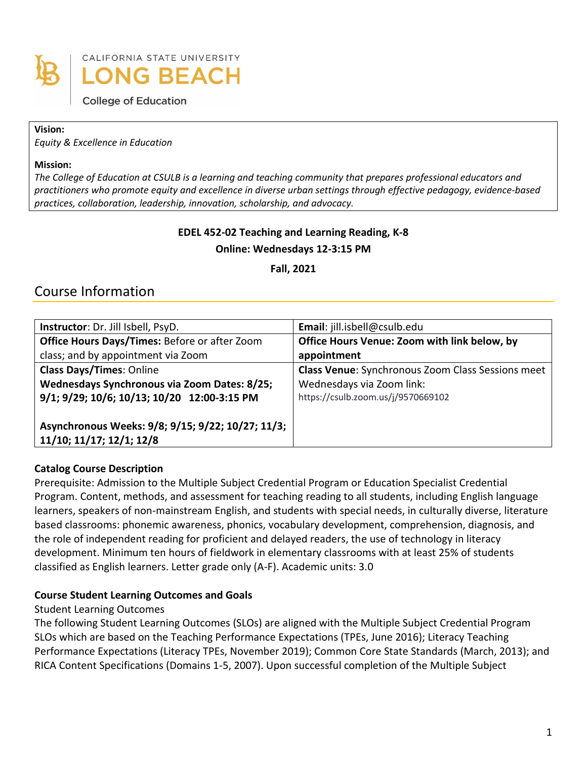CALIFORNIA STATE UNIVERSITY
LONG BEACH
College of Education

**Vision:**
*Equity & Excellence in Education*

**Mission:**
*The College of Education at CSULB is a learning and teaching community that prepares professional educators and practitioners who promote equity and excellence in diverse urban settings through effective pedagogy, evidence-based practices, collaboration, leadership, innovation, scholarship, and advocacy.*

**EDEL 452-02 Teaching and Learning Reading, K-8**

**Online: Wednesdays 12-3:15 PM**

**Fall, 2021**

# Course Information

| **Instructor**: Dr. Jill Isbell, PsyD. | **Email**: jill.isbell@csulb.edu |
|---|---|
| **Office Hours Days/Times:** Before or after Zoom class; and by appointment via Zoom | **Office Hours Venue: Zoom with link below, by appointment** |
| **Class Days/Times**: Online<br>**Wednesdays Synchronous via Zoom Dates: 8/25; 9/1; 9/29; 10/6; 10/13; 10/20 12:00-3:15 PM**<br><br>**Asynchronous Weeks: 9/8; 9/15; 9/22; 10/27; 11/3; 11/10; 11/17; 12/1; 12/8** | **Class Venue**: Synchronous Zoom Class Sessions meet Wednesdays via Zoom link:<br>https://csulb.zoom.us/j/9570669102 |

### Catalog Course Description

Prerequisite: Admission to the Multiple Subject Credential Program or Education Specialist Credential Program. Content, methods, and assessment for teaching reading to all students, including English language learners, speakers of non-mainstream English, and students with special needs, in culturally diverse, literature based classrooms: phonemic awareness, phonics, vocabulary development, comprehension, diagnosis, and the role of independent reading for proficient and delayed readers, the use of technology in literacy development. Minimum ten hours of fieldwork in elementary classrooms with at least 25% of students classified as English learners. Letter grade only (A-F). Academic units: 3.0

### Course Student Learning Outcomes and Goals

Student Learning Outcomes

The following Student Learning Outcomes (SLOs) are aligned with the Multiple Subject Credential Program SLOs which are based on the Teaching Performance Expectations (TPEs, June 2016); Literacy Teaching Performance Expectations (Literacy TPEs, November 2019); Common Core State Standards (March, 2013); and RICA Content Specifications (Domains 1-5, 2007). Upon successful completion of the Multiple Subject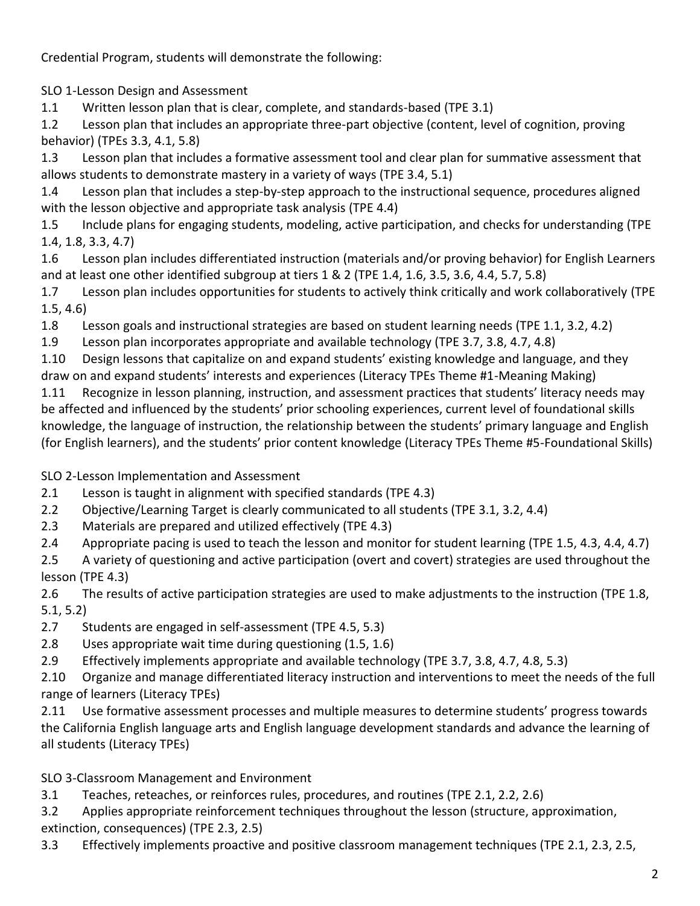Credential Program, students will demonstrate the following:

SLO 1-Lesson Design and Assessment

1.1 Written lesson plan that is clear, complete, and standards-based (TPE 3.1)

1.2 Lesson plan that includes an appropriate three-part objective (content, level of cognition, proving behavior) (TPEs 3.3, 4.1, 5.8)

1.3 Lesson plan that includes a formative assessment tool and clear plan for summative assessment that allows students to demonstrate mastery in a variety of ways (TPE 3.4, 5.1)

1.4 Lesson plan that includes a step-by-step approach to the instructional sequence, procedures aligned with the lesson objective and appropriate task analysis (TPE 4.4)

1.5 Include plans for engaging students, modeling, active participation, and checks for understanding (TPE 1.4, 1.8, 3.3, 4.7)

1.6 Lesson plan includes differentiated instruction (materials and/or proving behavior) for English Learners and at least one other identified subgroup at tiers 1 & 2 (TPE 1.4, 1.6, 3.5, 3.6, 4.4, 5.7, 5.8)

1.7 Lesson plan includes opportunities for students to actively think critically and work collaboratively (TPE 1.5, 4.6)

1.8 Lesson goals and instructional strategies are based on student learning needs (TPE 1.1, 3.2, 4.2)

1.9 Lesson plan incorporates appropriate and available technology (TPE 3.7, 3.8, 4.7, 4.8)

1.10 Design lessons that capitalize on and expand students' existing knowledge and language, and they draw on and expand students' interests and experiences (Literacy TPEs Theme #1-Meaning Making)

1.11 Recognize in lesson planning, instruction, and assessment practices that students' literacy needs may be affected and influenced by the students' prior schooling experiences, current level of foundational skills knowledge, the language of instruction, the relationship between the students' primary language and English (for English learners), and the students' prior content knowledge (Literacy TPEs Theme #5-Foundational Skills)

SLO 2-Lesson Implementation and Assessment

2.1 Lesson is taught in alignment with specified standards (TPE 4.3)

2.2 Objective/Learning Target is clearly communicated to all students (TPE 3.1, 3.2, 4.4)

2.3 Materials are prepared and utilized effectively (TPE 4.3)

2.4 Appropriate pacing is used to teach the lesson and monitor for student learning (TPE 1.5, 4.3, 4.4, 4.7)

2.5 A variety of questioning and active participation (overt and covert) strategies are used throughout the lesson (TPE 4.3)

2.6 The results of active participation strategies are used to make adjustments to the instruction (TPE 1.8, 5.1, 5.2)

2.7 Students are engaged in self-assessment (TPE 4.5, 5.3)

2.8 Uses appropriate wait time during questioning (1.5, 1.6)

2.9 Effectively implements appropriate and available technology (TPE 3.7, 3.8, 4.7, 4.8, 5.3)

2.10 Organize and manage differentiated literacy instruction and interventions to meet the needs of the full range of learners (Literacy TPEs)

2.11 Use formative assessment processes and multiple measures to determine students' progress towards the California English language arts and English language development standards and advance the learning of all students (Literacy TPEs)

SLO 3-Classroom Management and Environment

3.1 Teaches, reteaches, or reinforces rules, procedures, and routines (TPE 2.1, 2.2, 2.6)

3.2 Applies appropriate reinforcement techniques throughout the lesson (structure, approximation, extinction, consequences) (TPE 2.3, 2.5)

3.3 Effectively implements proactive and positive classroom management techniques (TPE 2.1, 2.3, 2.5,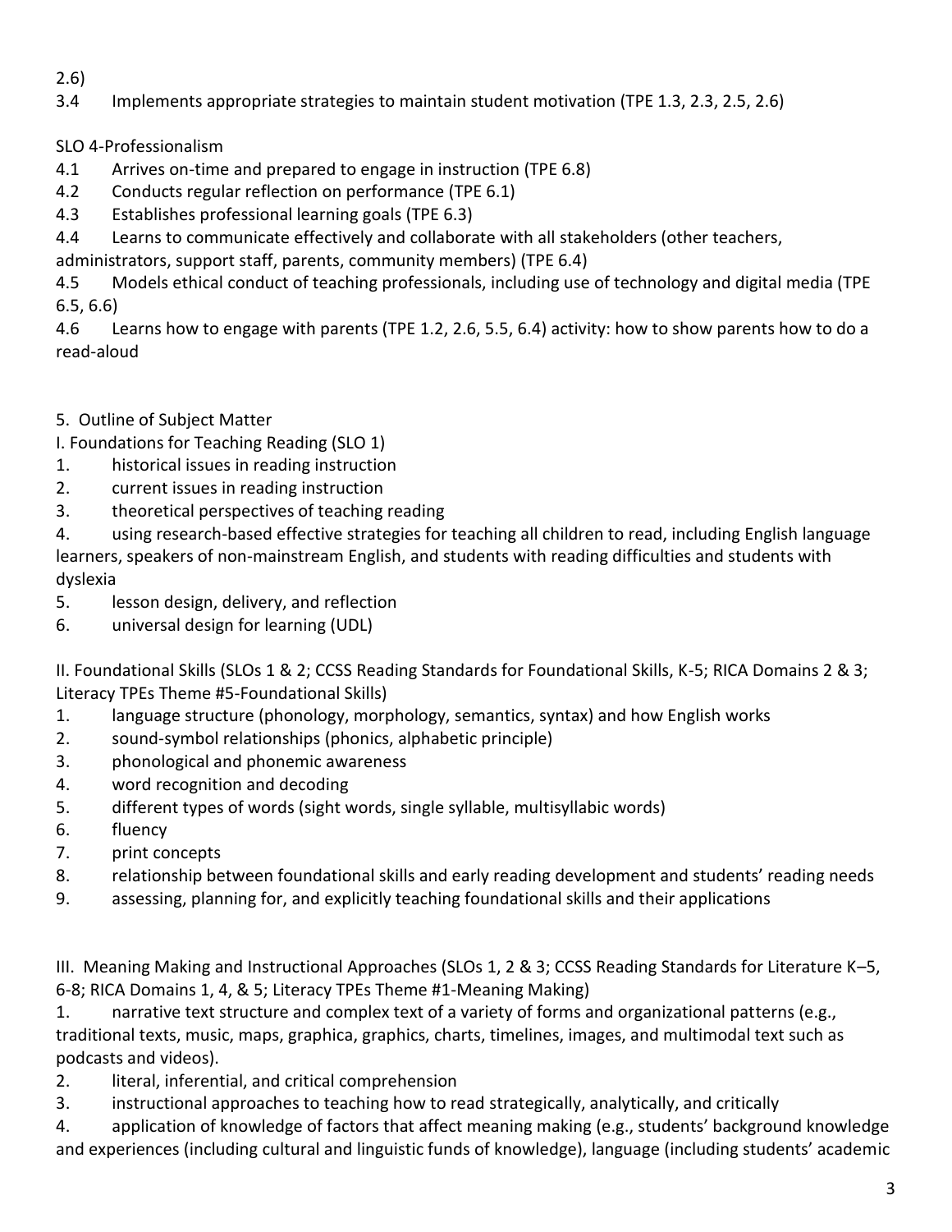2.6)

3.4 Implements appropriate strategies to maintain student motivation (TPE 1.3, 2.3, 2.5, 2.6)

SLO 4-Professionalism

4.1 Arrives on-time and prepared to engage in instruction (TPE 6.8)

4.2 Conducts regular reflection on performance (TPE 6.1)

4.3 Establishes professional learning goals (TPE 6.3)

4.4 Learns to communicate effectively and collaborate with all stakeholders (other teachers, administrators, support staff, parents, community members) (TPE 6.4)

4.5 Models ethical conduct of teaching professionals, including use of technology and digital media (TPE 6.5, 6.6)

4.6 Learns how to engage with parents (TPE 1.2, 2.6, 5.5, 6.4) activity: how to show parents how to do a read-aloud

5. Outline of Subject Matter

I. Foundations for Teaching Reading (SLO 1)

1. historical issues in reading instruction
2. current issues in reading instruction
3. theoretical perspectives of teaching reading
4. using research-based effective strategies for teaching all children to read, including English language learners, speakers of non-mainstream English, and students with reading difficulties and students with dyslexia
5. lesson design, delivery, and reflection
6. universal design for learning (UDL)

II. Foundational Skills (SLOs 1 & 2; CCSS Reading Standards for Foundational Skills, K-5; RICA Domains 2 & 3; Literacy TPEs Theme #5-Foundational Skills)

1. language structure (phonology, morphology, semantics, syntax) and how English works
2. sound-symbol relationships (phonics, alphabetic principle)
3. phonological and phonemic awareness
4. word recognition and decoding
5. different types of words (sight words, single syllable, multisyllabic words)
6. fluency
7. print concepts
8. relationship between foundational skills and early reading development and students' reading needs
9. assessing, planning for, and explicitly teaching foundational skills and their applications

III. Meaning Making and Instructional Approaches (SLOs 1, 2 & 3; CCSS Reading Standards for Literature K–5, 6-8; RICA Domains 1, 4, & 5; Literacy TPEs Theme #1-Meaning Making)

1. narrative text structure and complex text of a variety of forms and organizational patterns (e.g., traditional texts, music, maps, graphica, graphics, charts, timelines, images, and multimodal text such as podcasts and videos).
2. literal, inferential, and critical comprehension
3. instructional approaches to teaching how to read strategically, analytically, and critically
4. application of knowledge of factors that affect meaning making (e.g., students' background knowledge and experiences (including cultural and linguistic funds of knowledge), language (including students' academic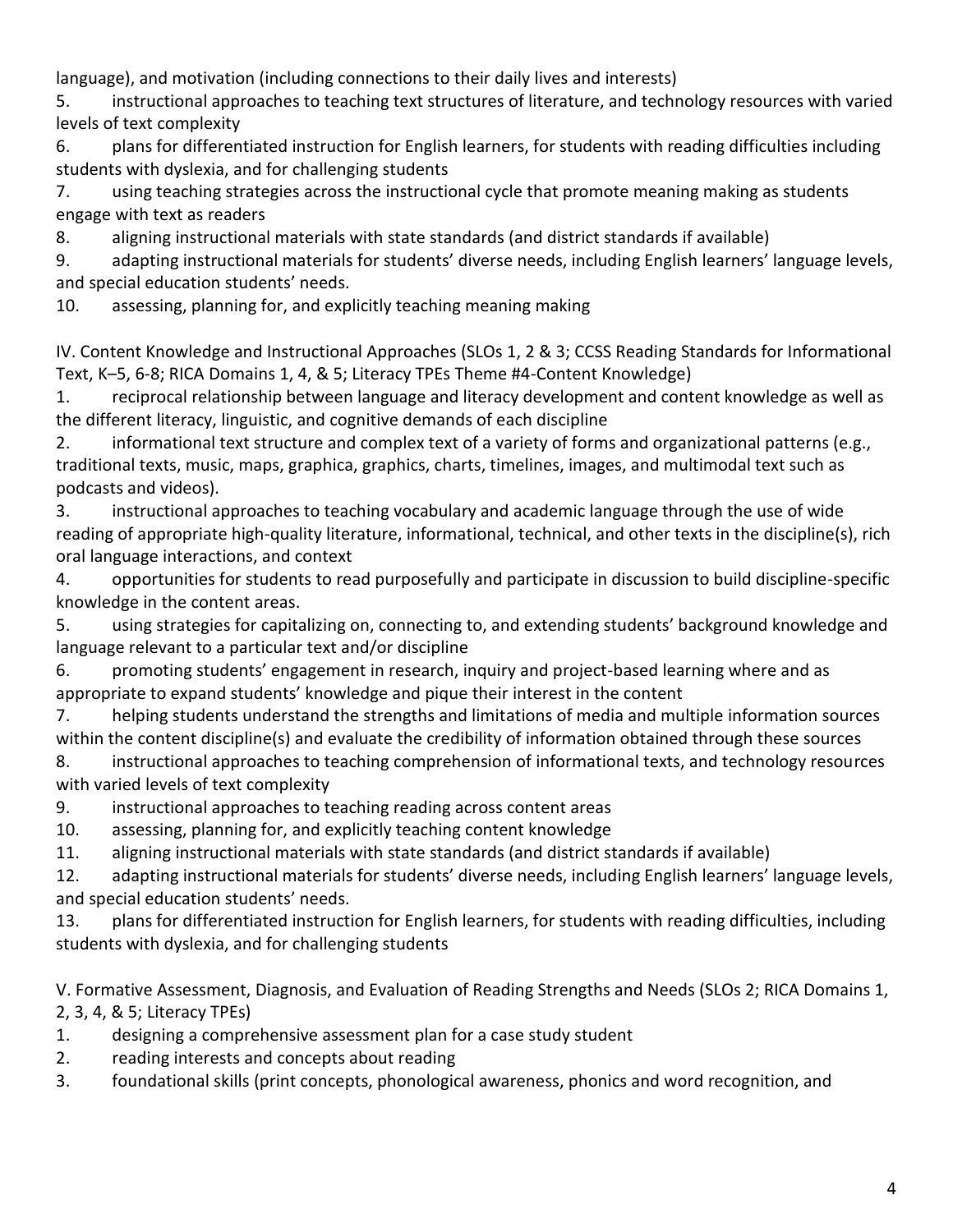language), and motivation (including connections to their daily lives and interests)

5. instructional approaches to teaching text structures of literature, and technology resources with varied levels of text complexity
6. plans for differentiated instruction for English learners, for students with reading difficulties including students with dyslexia, and for challenging students
7. using teaching strategies across the instructional cycle that promote meaning making as students engage with text as readers
8. aligning instructional materials with state standards (and district standards if available)
9. adapting instructional materials for students' diverse needs, including English learners' language levels, and special education students' needs.
10. assessing, planning for, and explicitly teaching meaning making

IV. Content Knowledge and Instructional Approaches (SLOs 1, 2 & 3; CCSS Reading Standards for Informational Text, K–5, 6-8; RICA Domains 1, 4, & 5; Literacy TPEs Theme #4-Content Knowledge)

1. reciprocal relationship between language and literacy development and content knowledge as well as the different literacy, linguistic, and cognitive demands of each discipline
2. informational text structure and complex text of a variety of forms and organizational patterns (e.g., traditional texts, music, maps, graphica, graphics, charts, timelines, images, and multimodal text such as podcasts and videos).
3. instructional approaches to teaching vocabulary and academic language through the use of wide reading of appropriate high-quality literature, informational, technical, and other texts in the discipline(s), rich oral language interactions, and context
4. opportunities for students to read purposefully and participate in discussion to build discipline-specific knowledge in the content areas.
5. using strategies for capitalizing on, connecting to, and extending students' background knowledge and language relevant to a particular text and/or discipline
6. promoting students' engagement in research, inquiry and project-based learning where and as appropriate to expand students' knowledge and pique their interest in the content
7. helping students understand the strengths and limitations of media and multiple information sources within the content discipline(s) and evaluate the credibility of information obtained through these sources
8. instructional approaches to teaching comprehension of informational texts, and technology resources with varied levels of text complexity
9. instructional approaches to teaching reading across content areas
10. assessing, planning for, and explicitly teaching content knowledge
11. aligning instructional materials with state standards (and district standards if available)
12. adapting instructional materials for students' diverse needs, including English learners' language levels, and special education students' needs.
13. plans for differentiated instruction for English learners, for students with reading difficulties, including students with dyslexia, and for challenging students

V. Formative Assessment, Diagnosis, and Evaluation of Reading Strengths and Needs (SLOs 2; RICA Domains 1, 2, 3, 4, & 5; Literacy TPEs)

1. designing a comprehensive assessment plan for a case study student
2. reading interests and concepts about reading
3. foundational skills (print concepts, phonological awareness, phonics and word recognition, and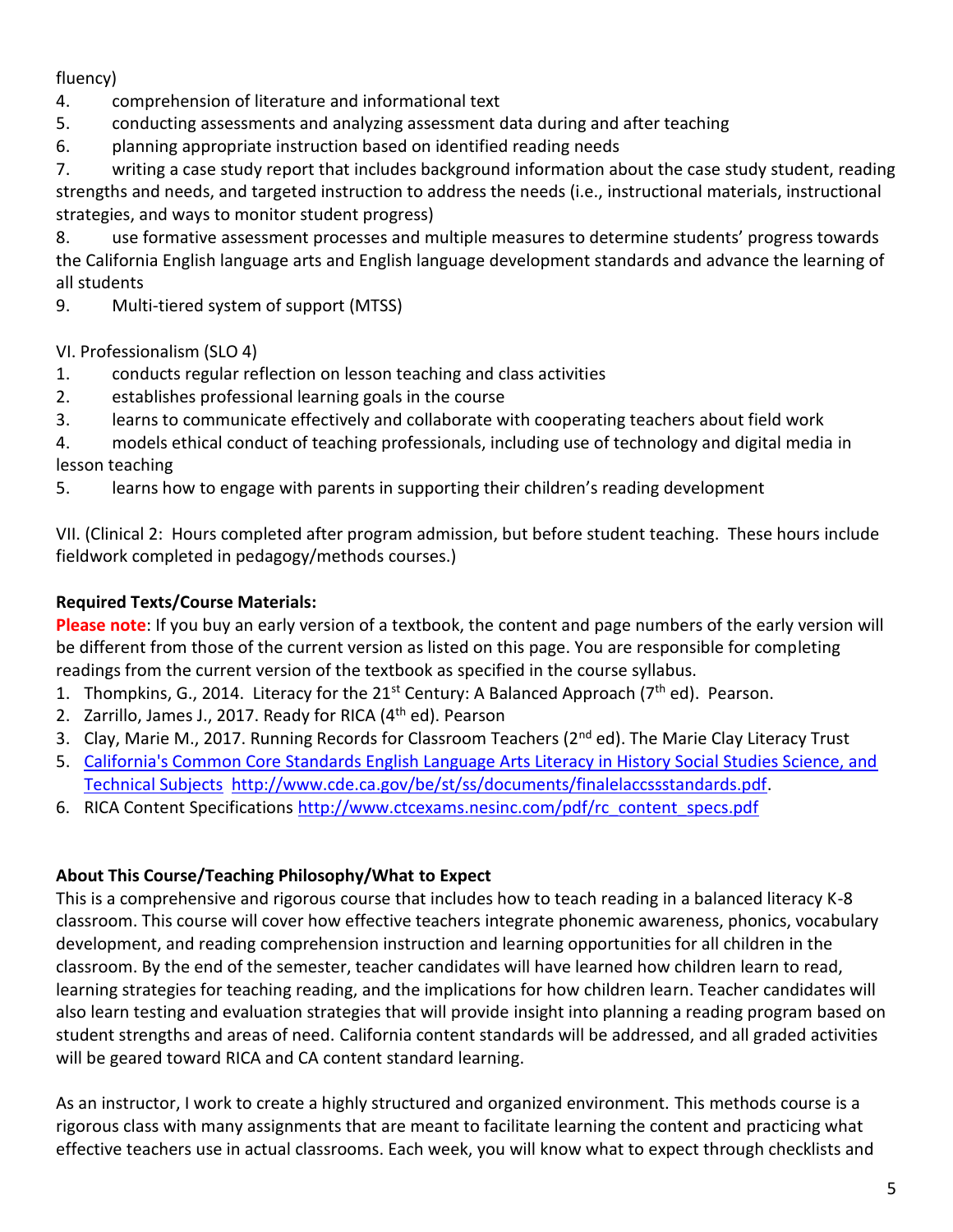fluency)

4. comprehension of literature and informational text
5. conducting assessments and analyzing assessment data during and after teaching
6. planning appropriate instruction based on identified reading needs
7. writing a case study report that includes background information about the case study student, reading strengths and needs, and targeted instruction to address the needs (i.e., instructional materials, instructional strategies, and ways to monitor student progress)
8. use formative assessment processes and multiple measures to determine students' progress towards the California English language arts and English language development standards and advance the learning of all students
9. Multi-tiered system of support (MTSS)

VI. Professionalism (SLO 4)

1. conducts regular reflection on lesson teaching and class activities
2. establishes professional learning goals in the course
3. learns to communicate effectively and collaborate with cooperating teachers about field work
4. models ethical conduct of teaching professionals, including use of technology and digital media in lesson teaching
5. learns how to engage with parents in supporting their children's reading development

VII. (Clinical 2: Hours completed after program admission, but before student teaching. These hours include fieldwork completed in pedagogy/methods courses.)

**Required Texts/Course Materials:**

**Please note**: If you buy an early version of a textbook, the content and page numbers of the early version will be different from those of the current version as listed on this page. You are responsible for completing readings from the current version of the textbook as specified in the course syllabus.

1. Thompkins, G., 2014. Literacy for the 21st Century: A Balanced Approach (7th ed). Pearson.
2. Zarrillo, James J., 2017. Ready for RICA (4th ed). Pearson
3. Clay, Marie M., 2017. Running Records for Classroom Teachers (2nd ed). The Marie Clay Literacy Trust
5. [California's Common Core Standards English Language Arts Literacy in History Social Studies Science, and Technical Subjects](http://www.cde.ca.gov/be/st/ss/documents/finalelaccssstandards.pdf) http://www.cde.ca.gov/be/st/ss/documents/finalelaccssstandards.pdf.
6. RICA Content Specifications http://www.ctcexams.nesinc.com/pdf/rc_content_specs.pdf

**About This Course/Teaching Philosophy/What to Expect**

This is a comprehensive and rigorous course that includes how to teach reading in a balanced literacy K-8 classroom. This course will cover how effective teachers integrate phonemic awareness, phonics, vocabulary development, and reading comprehension instruction and learning opportunities for all children in the classroom. By the end of the semester, teacher candidates will have learned how children learn to read, learning strategies for teaching reading, and the implications for how children learn. Teacher candidates will also learn testing and evaluation strategies that will provide insight into planning a reading program based on student strengths and areas of need. California content standards will be addressed, and all graded activities will be geared toward RICA and CA content standard learning.

As an instructor, I work to create a highly structured and organized environment. This methods course is a rigorous class with many assignments that are meant to facilitate learning the content and practicing what effective teachers use in actual classrooms. Each week, you will know what to expect through checklists and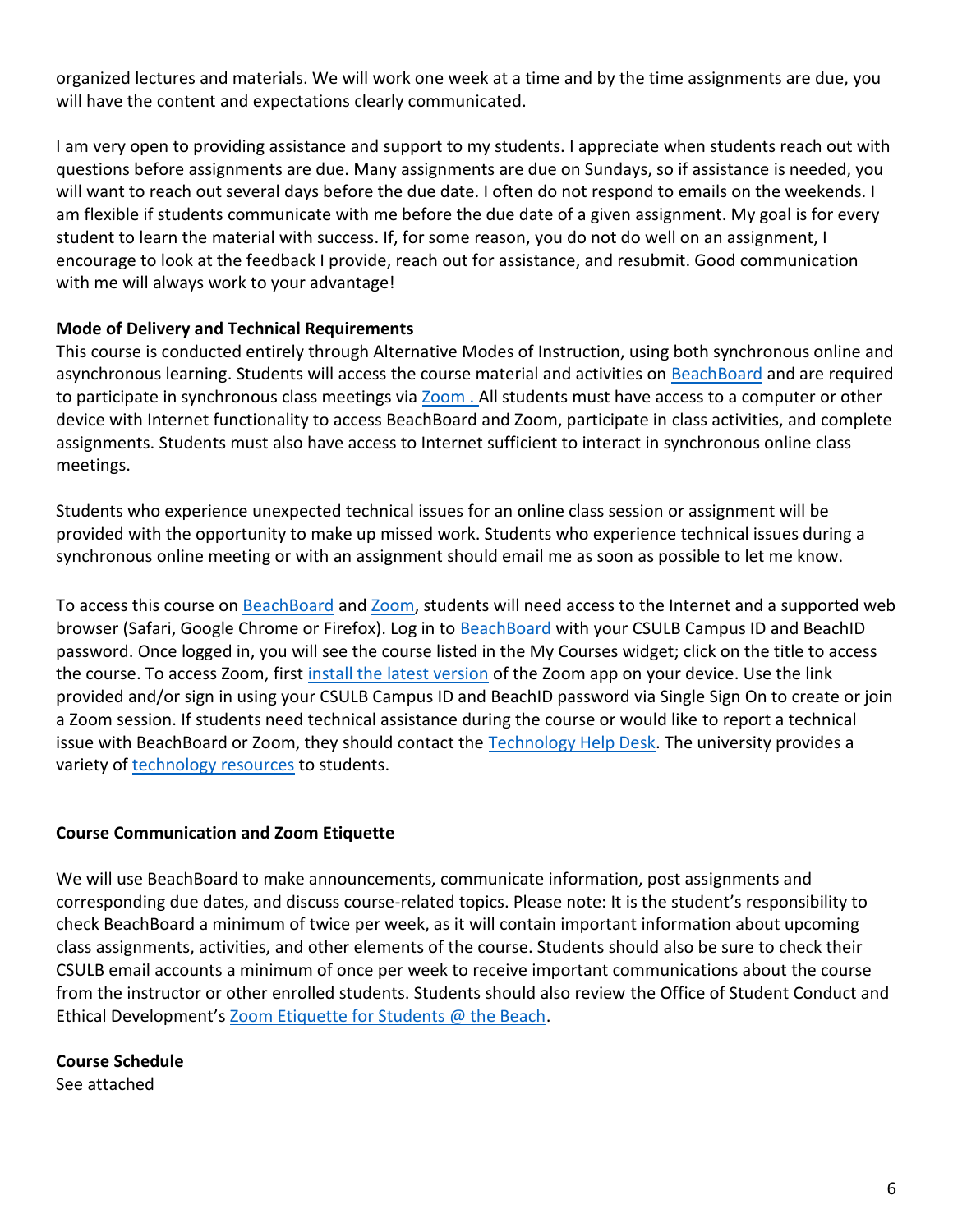organized lectures and materials. We will work one week at a time and by the time assignments are due, you will have the content and expectations clearly communicated.

I am very open to providing assistance and support to my students. I appreciate when students reach out with questions before assignments are due. Many assignments are due on Sundays, so if assistance is needed, you will want to reach out several days before the due date. I often do not respond to emails on the weekends. I am flexible if students communicate with me before the due date of a given assignment. My goal is for every student to learn the material with success. If, for some reason, you do not do well on an assignment, I encourage to look at the feedback I provide, reach out for assistance, and resubmit. Good communication with me will always work to your advantage!

**Mode of Delivery and Technical Requirements**

This course is conducted entirely through Alternative Modes of Instruction, using both synchronous online and asynchronous learning. Students will access the course material and activities on BeachBoard and are required to participate in synchronous class meetings via Zoom . All students must have access to a computer or other device with Internet functionality to access BeachBoard and Zoom, participate in class activities, and complete assignments. Students must also have access to Internet sufficient to interact in synchronous online class meetings.

Students who experience unexpected technical issues for an online class session or assignment will be provided with the opportunity to make up missed work. Students who experience technical issues during a synchronous online meeting or with an assignment should email me as soon as possible to let me know.

To access this course on BeachBoard and Zoom, students will need access to the Internet and a supported web browser (Safari, Google Chrome or Firefox). Log in to BeachBoard with your CSULB Campus ID and BeachID password. Once logged in, you will see the course listed in the My Courses widget; click on the title to access the course. To access Zoom, first install the latest version of the Zoom app on your device. Use the link provided and/or sign in using your CSULB Campus ID and BeachID password via Single Sign On to create or join a Zoom session. If students need technical assistance during the course or would like to report a technical issue with BeachBoard or Zoom, they should contact the Technology Help Desk. The university provides a variety of technology resources to students.

**Course Communication and Zoom Etiquette**

We will use BeachBoard to make announcements, communicate information, post assignments and corresponding due dates, and discuss course-related topics. Please note: It is the student's responsibility to check BeachBoard a minimum of twice per week, as it will contain important information about upcoming class assignments, activities, and other elements of the course. Students should also be sure to check their CSULB email accounts a minimum of once per week to receive important communications about the course from the instructor or other enrolled students. Students should also review the Office of Student Conduct and Ethical Development's Zoom Etiquette for Students @ the Beach.

**Course Schedule**

See attached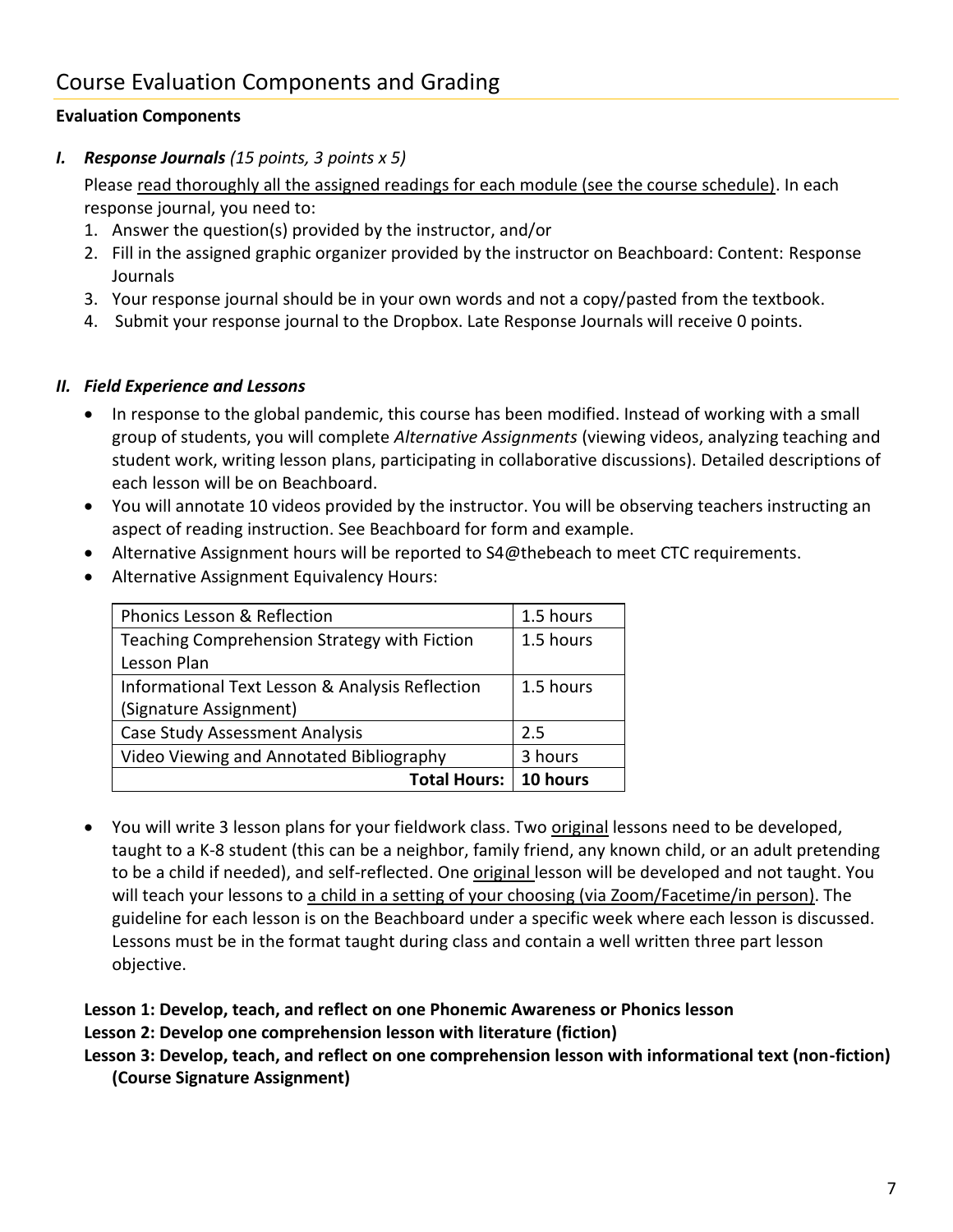## Course Evaluation Components and Grading

**Evaluation Components**

***I. Response Journals*** *(15 points, 3 points x 5)*

Please read thoroughly all the assigned readings for each module (see the course schedule). In each response journal, you need to:

1. Answer the question(s) provided by the instructor, and/or
2. Fill in the assigned graphic organizer provided by the instructor on Beachboard: Content: Response Journals
3. Your response journal should be in your own words and not a copy/pasted from the textbook.
4. Submit your response journal to the Dropbox. Late Response Journals will receive 0 points.

***II. Field Experience and Lessons***

- In response to the global pandemic, this course has been modified. Instead of working with a small group of students, you will complete *Alternative Assignments* (viewing videos, analyzing teaching and student work, writing lesson plans, participating in collaborative discussions). Detailed descriptions of each lesson will be on Beachboard.
- You will annotate 10 videos provided by the instructor. You will be observing teachers instructing an aspect of reading instruction. See Beachboard for form and example.
- Alternative Assignment hours will be reported to S4@thebeach to meet CTC requirements.
- Alternative Assignment Equivalency Hours:

| Assignment | Hours |
|---|---|
| Phonics Lesson & Reflection | 1.5 hours |
| Teaching Comprehension Strategy with Fiction Lesson Plan | 1.5 hours |
| Informational Text Lesson & Analysis Reflection (Signature Assignment) | 1.5 hours |
| Case Study Assessment Analysis | 2.5 |
| Video Viewing and Annotated Bibliography | 3 hours |
| **Total Hours:** | **10 hours** |

- You will write 3 lesson plans for your fieldwork class. Two original lessons need to be developed, taught to a K-8 student (this can be a neighbor, family friend, any known child, or an adult pretending to be a child if needed), and self-reflected. One original lesson will be developed and not taught. You will teach your lessons to a child in a setting of your choosing (via Zoom/Facetime/in person). The guideline for each lesson is on the Beachboard under a specific week where each lesson is discussed. Lessons must be in the format taught during class and contain a well written three part lesson objective.

**Lesson 1: Develop, teach, and reflect on one Phonemic Awareness or Phonics lesson**
**Lesson 2: Develop one comprehension lesson with literature (fiction)**
**Lesson 3: Develop, teach, and reflect on one comprehension lesson with informational text (non-fiction) (Course Signature Assignment)**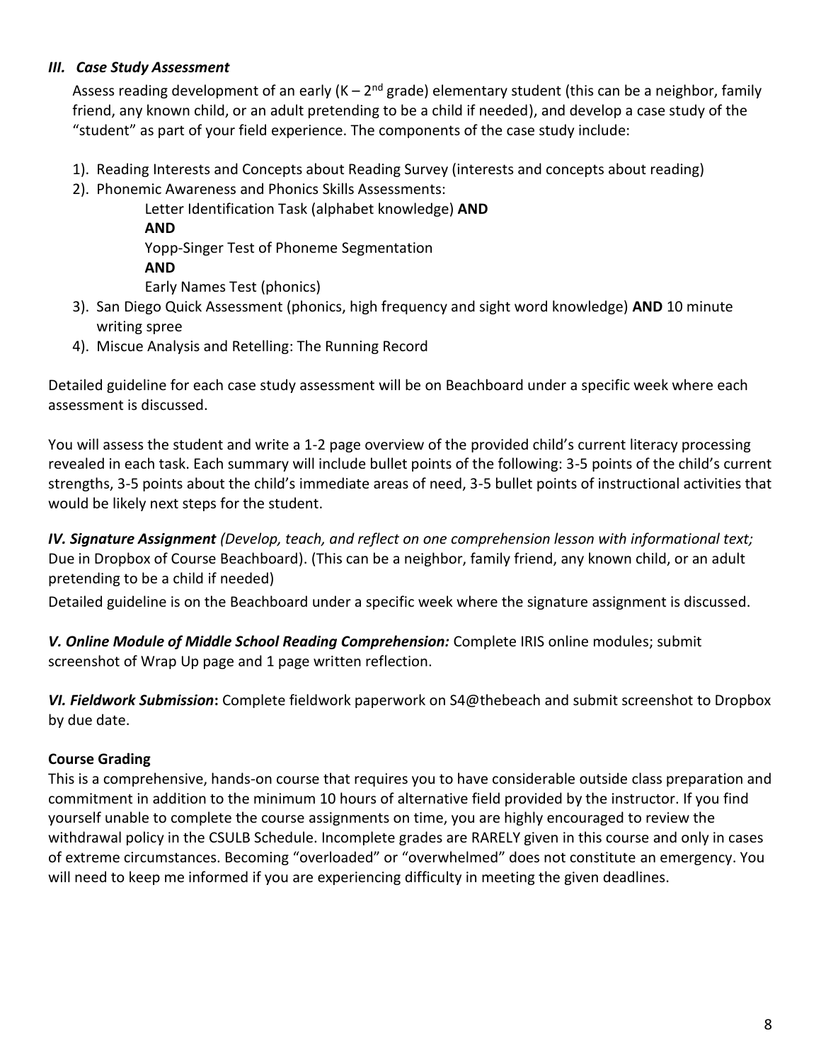### *III. Case Study Assessment*

Assess reading development of an early (K – 2nd grade) elementary student (this can be a neighbor, family friend, any known child, or an adult pretending to be a child if needed), and develop a case study of the "student" as part of your field experience. The components of the case study include:

1). Reading Interests and Concepts about Reading Survey (interests and concepts about reading)

2). Phonemic Awareness and Phonics Skills Assessments:

> Letter Identification Task (alphabet knowledge) **AND**
> **AND**
> Yopp-Singer Test of Phoneme Segmentation
> **AND**
> Early Names Test (phonics)

3). San Diego Quick Assessment (phonics, high frequency and sight word knowledge) **AND** 10 minute writing spree

4). Miscue Analysis and Retelling: The Running Record

Detailed guideline for each case study assessment will be on Beachboard under a specific week where each assessment is discussed.

You will assess the student and write a 1-2 page overview of the provided child's current literacy processing revealed in each task. Each summary will include bullet points of the following: 3-5 points of the child's current strengths, 3-5 points about the child's immediate areas of need, 3-5 bullet points of instructional activities that would be likely next steps for the student.

***IV. Signature Assignment*** *(Develop, teach, and reflect on one comprehension lesson with informational text;* Due in Dropbox of Course Beachboard). (This can be a neighbor, family friend, any known child, or an adult pretending to be a child if needed)

Detailed guideline is on the Beachboard under a specific week where the signature assignment is discussed.

***V. Online Module of Middle School Reading Comprehension:*** Complete IRIS online modules; submit screenshot of Wrap Up page and 1 page written reflection.

***VI. Fieldwork Submission*:** Complete fieldwork paperwork on S4@thebeach and submit screenshot to Dropbox by due date.

**Course Grading**

This is a comprehensive, hands-on course that requires you to have considerable outside class preparation and commitment in addition to the minimum 10 hours of alternative field provided by the instructor. If you find yourself unable to complete the course assignments on time, you are highly encouraged to review the withdrawal policy in the CSULB Schedule. Incomplete grades are RARELY given in this course and only in cases of extreme circumstances. Becoming "overloaded" or "overwhelmed" does not constitute an emergency. You will need to keep me informed if you are experiencing difficulty in meeting the given deadlines.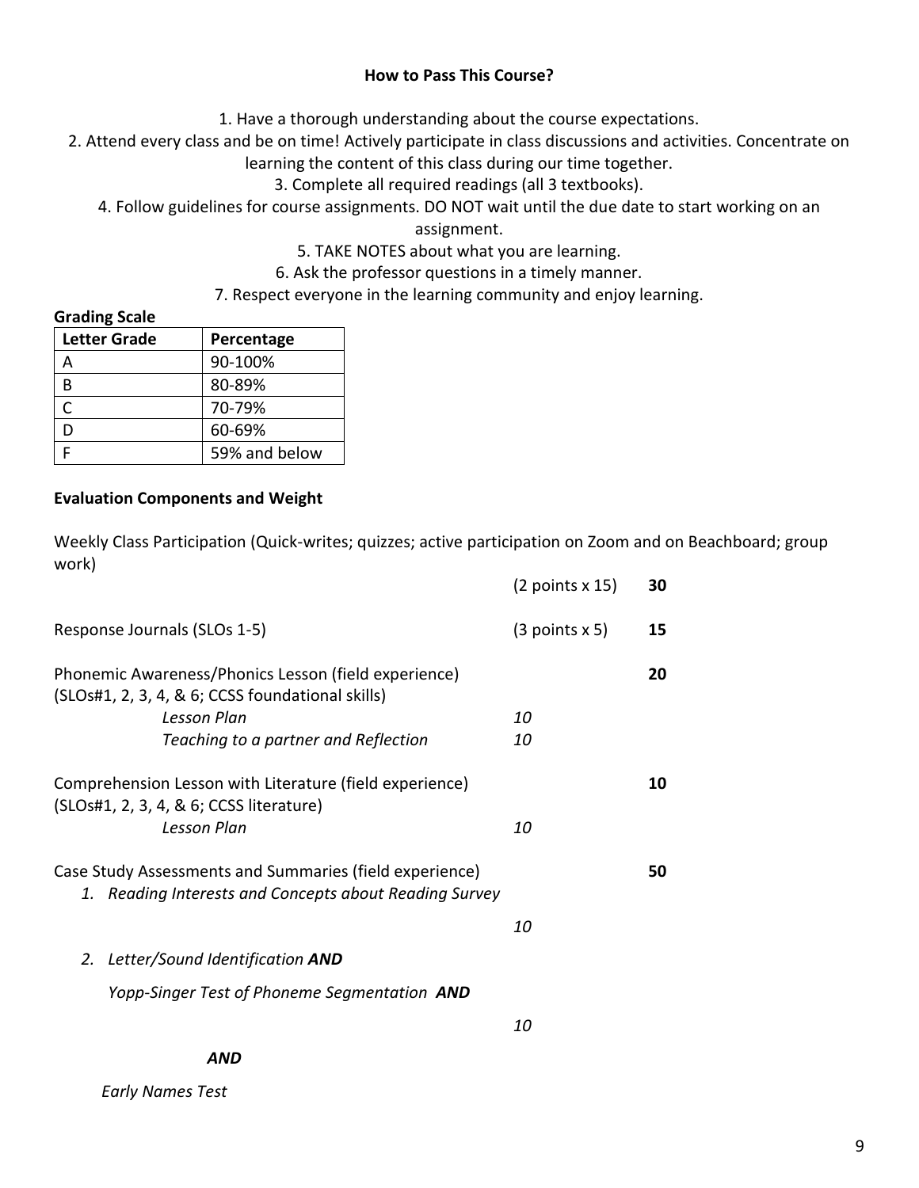**How to Pass This Course?**

1. Have a thorough understanding about the course expectations.
2. Attend every class and be on time! Actively participate in class discussions and activities. Concentrate on learning the content of this class during our time together.
3. Complete all required readings (all 3 textbooks).
4. Follow guidelines for course assignments. DO NOT wait until the due date to start working on an assignment.
5. TAKE NOTES about what you are learning.
6. Ask the professor questions in a timely manner.
7. Respect everyone in the learning community and enjoy learning.

**Grading Scale**

| Letter Grade | Percentage |
|---|---|
| A | 90-100% |
| B | 80-89% |
| C | 70-79% |
| D | 60-69% |
| F | 59% and below |

**Evaluation Components and Weight**

Weekly Class Participation (Quick-writes; quizzes; active participation on Zoom and on Beachboard; group work) — (2 points x 15) **30**

Response Journals (SLOs 1-5) — (3 points x 5) **15**

Phonemic Awareness/Phonics Lesson (field experience) (SLOs#1, 2, 3, 4, & 6; CCSS foundational skills) — **20**

- *Lesson Plan* — *10*
- *Teaching to a partner and Reflection* — *10*

Comprehension Lesson with Literature (field experience) (SLOs#1, 2, 3, 4, & 6; CCSS literature) — **10**

- *Lesson Plan* — *10*

Case Study Assessments and Summaries (field experience) — **50**

1. *Reading Interests and Concepts about Reading Survey* — *10*
2. *Letter/Sound Identification* ***AND***

   *Yopp-Singer Test of Phoneme Segmentation* ***AND*** — *10*

   ***AND***

   *Early Names Test*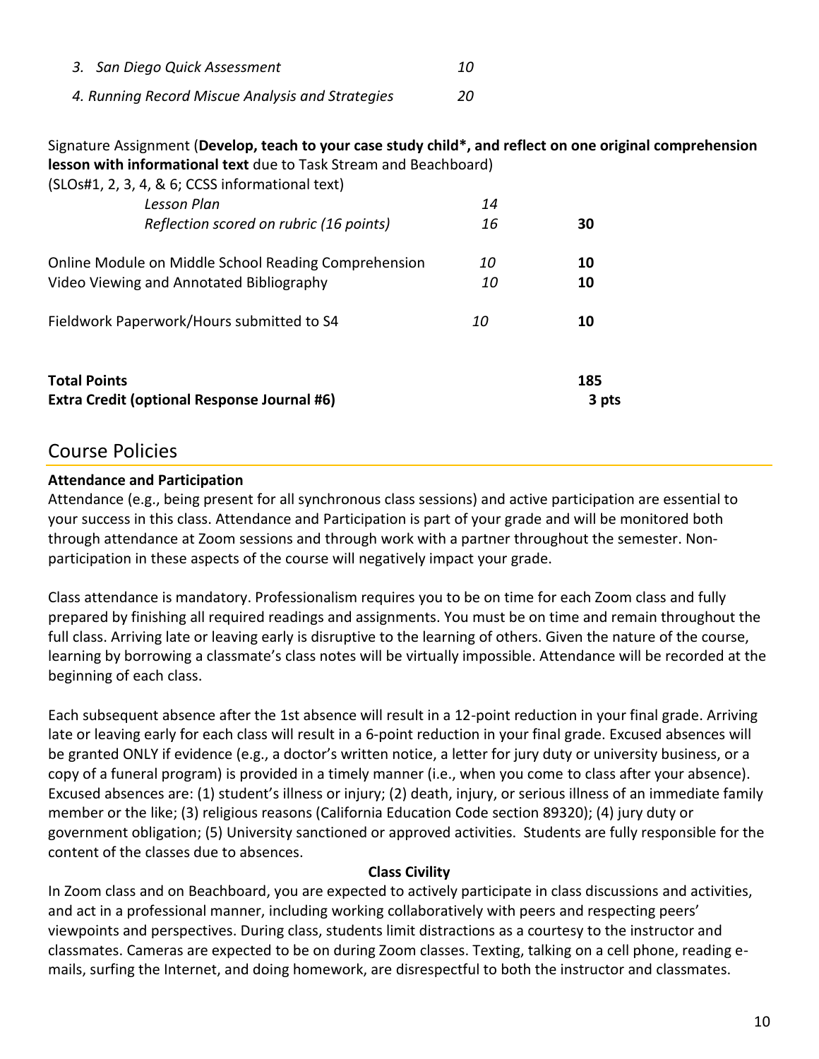| | | |
|---|---|---|
| *3. San Diego Quick Assessment* | *10* | |
| *4. Running Record Miscue Analysis and Strategies* | *20* | |
| Signature Assignment (**Develop, teach to your case study child\*, and reflect on one original comprehension lesson with informational text** due to Task Stream and Beachboard) (SLOs#1, 2, 3, 4, & 6; CCSS informational text) | | |
| *Lesson Plan* | *14* | |
| *Reflection scored on rubric (16 points)* | *16* | **30** |
| Online Module on Middle School Reading Comprehension | *10* | **10** |
| Video Viewing and Annotated Bibliography | *10* | **10** |
| Fieldwork Paperwork/Hours submitted to S4 | *10* | **10** |
| **Total Points** | | **185** |
| **Extra Credit (optional Response Journal #6)** | | **3 pts** |

## Course Policies

**Attendance and Participation**

Attendance (e.g., being present for all synchronous class sessions) and active participation are essential to your success in this class. Attendance and Participation is part of your grade and will be monitored both through attendance at Zoom sessions and through work with a partner throughout the semester. Non-participation in these aspects of the course will negatively impact your grade.

Class attendance is mandatory. Professionalism requires you to be on time for each Zoom class and fully prepared by finishing all required readings and assignments. You must be on time and remain throughout the full class. Arriving late or leaving early is disruptive to the learning of others. Given the nature of the course, learning by borrowing a classmate's class notes will be virtually impossible. Attendance will be recorded at the beginning of each class.

Each subsequent absence after the 1st absence will result in a 12-point reduction in your final grade. Arriving late or leaving early for each class will result in a 6-point reduction in your final grade. Excused absences will be granted ONLY if evidence (e.g., a doctor's written notice, a letter for jury duty or university business, or a copy of a funeral program) is provided in a timely manner (i.e., when you come to class after your absence). Excused absences are: (1) student's illness or injury; (2) death, injury, or serious illness of an immediate family member or the like; (3) religious reasons (California Education Code section 89320); (4) jury duty or government obligation; (5) University sanctioned or approved activities. Students are fully responsible for the content of the classes due to absences.

**Class Civility**

In Zoom class and on Beachboard, you are expected to actively participate in class discussions and activities, and act in a professional manner, including working collaboratively with peers and respecting peers' viewpoints and perspectives. During class, students limit distractions as a courtesy to the instructor and classmates. Cameras are expected to be on during Zoom classes. Texting, talking on a cell phone, reading e-mails, surfing the Internet, and doing homework, are disrespectful to both the instructor and classmates.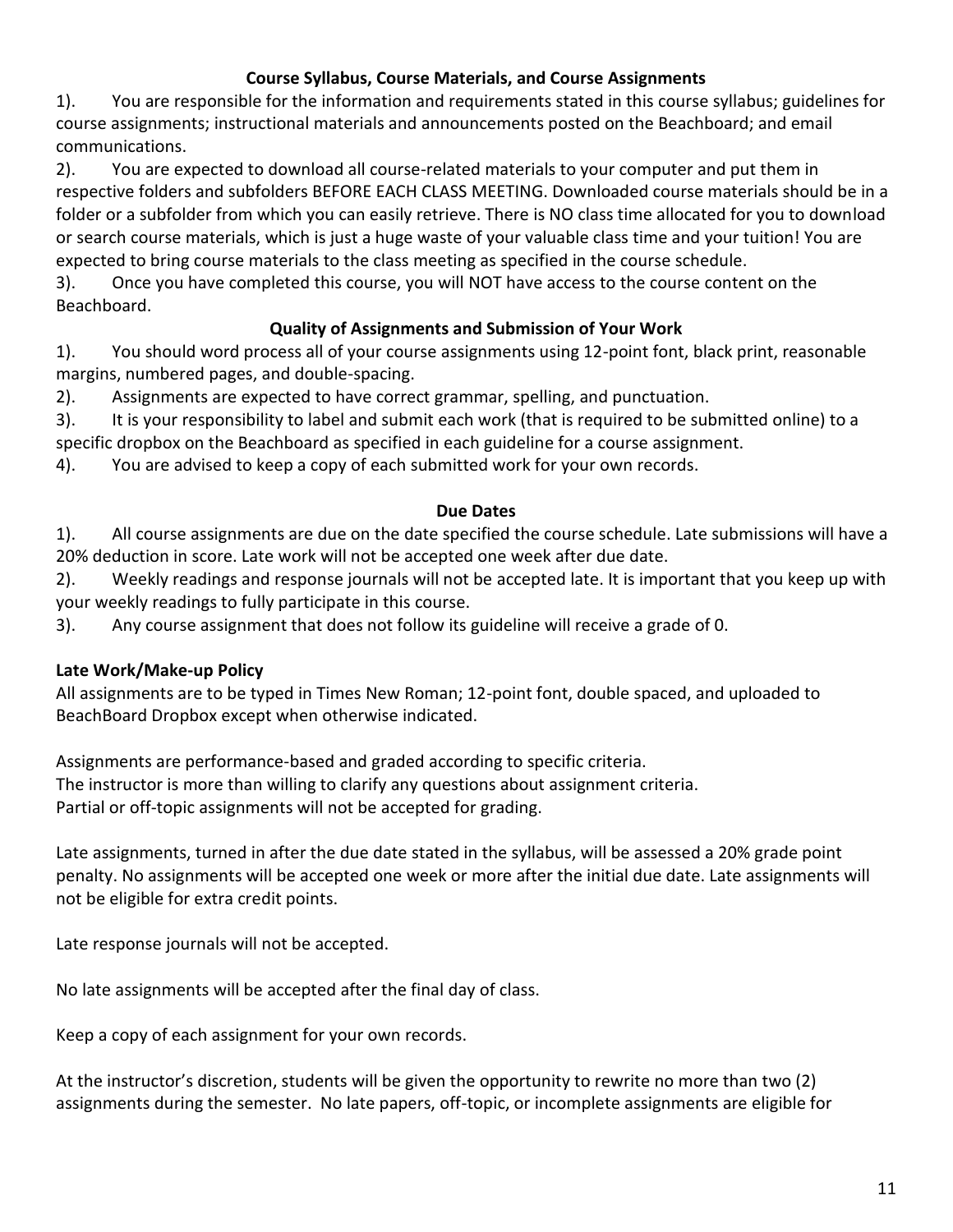**Course Syllabus, Course Materials, and Course Assignments**

1). You are responsible for the information and requirements stated in this course syllabus; guidelines for course assignments; instructional materials and announcements posted on the Beachboard; and email communications.

2). You are expected to download all course-related materials to your computer and put them in respective folders and subfolders BEFORE EACH CLASS MEETING. Downloaded course materials should be in a folder or a subfolder from which you can easily retrieve. There is NO class time allocated for you to download or search course materials, which is just a huge waste of your valuable class time and your tuition! You are expected to bring course materials to the class meeting as specified in the course schedule.

3). Once you have completed this course, you will NOT have access to the course content on the Beachboard.

**Quality of Assignments and Submission of Your Work**

1). You should word process all of your course assignments using 12-point font, black print, reasonable margins, numbered pages, and double-spacing.

2). Assignments are expected to have correct grammar, spelling, and punctuation.

3). It is your responsibility to label and submit each work (that is required to be submitted online) to a specific dropbox on the Beachboard as specified in each guideline for a course assignment.

4). You are advised to keep a copy of each submitted work for your own records.

**Due Dates**

1). All course assignments are due on the date specified the course schedule. Late submissions will have a 20% deduction in score. Late work will not be accepted one week after due date.

2). Weekly readings and response journals will not be accepted late. It is important that you keep up with your weekly readings to fully participate in this course.

3). Any course assignment that does not follow its guideline will receive a grade of 0.

**Late Work/Make-up Policy**

All assignments are to be typed in Times New Roman; 12-point font, double spaced, and uploaded to BeachBoard Dropbox except when otherwise indicated.

Assignments are performance-based and graded according to specific criteria.
The instructor is more than willing to clarify any questions about assignment criteria.
Partial or off-topic assignments will not be accepted for grading.

Late assignments, turned in after the due date stated in the syllabus, will be assessed a 20% grade point penalty. No assignments will be accepted one week or more after the initial due date. Late assignments will not be eligible for extra credit points.

Late response journals will not be accepted.

No late assignments will be accepted after the final day of class.

Keep a copy of each assignment for your own records.

At the instructor's discretion, students will be given the opportunity to rewrite no more than two (2) assignments during the semester. No late papers, off-topic, or incomplete assignments are eligible for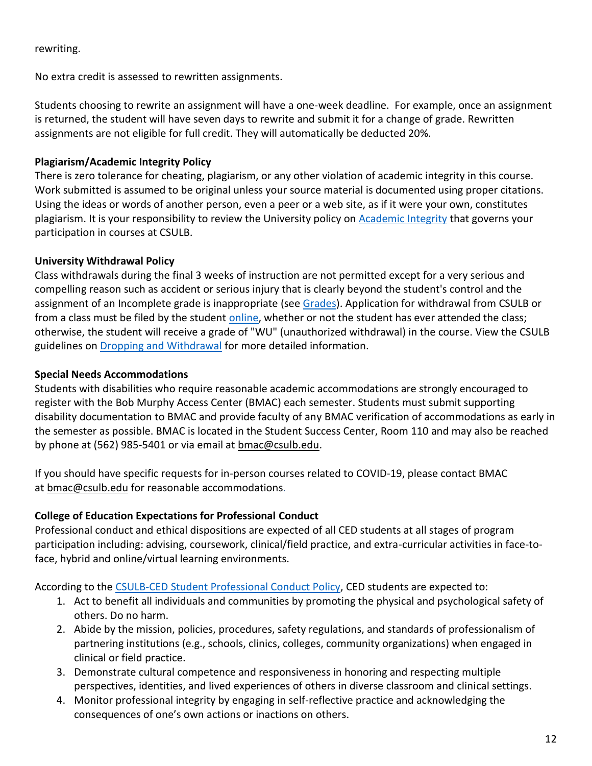rewriting.

No extra credit is assessed to rewritten assignments.

Students choosing to rewrite an assignment will have a one-week deadline. For example, once an assignment is returned, the student will have seven days to rewrite and submit it for a change of grade. Rewritten assignments are not eligible for full credit. They will automatically be deducted 20%.

**Plagiarism/Academic Integrity Policy**

There is zero tolerance for cheating, plagiarism, or any other violation of academic integrity in this course. Work submitted is assumed to be original unless your source material is documented using proper citations. Using the ideas or words of another person, even a peer or a web site, as if it were your own, constitutes plagiarism. It is your responsibility to review the University policy on Academic Integrity that governs your participation in courses at CSULB.

**University Withdrawal Policy**

Class withdrawals during the final 3 weeks of instruction are not permitted except for a very serious and compelling reason such as accident or serious injury that is clearly beyond the student's control and the assignment of an Incomplete grade is inappropriate (see Grades). Application for withdrawal from CSULB or from a class must be filed by the student online, whether or not the student has ever attended the class; otherwise, the student will receive a grade of "WU" (unauthorized withdrawal) in the course. View the CSULB guidelines on Dropping and Withdrawal for more detailed information.

**Special Needs Accommodations**

Students with disabilities who require reasonable academic accommodations are strongly encouraged to register with the Bob Murphy Access Center (BMAC) each semester. Students must submit supporting disability documentation to BMAC and provide faculty of any BMAC verification of accommodations as early in the semester as possible. BMAC is located in the Student Success Center, Room 110 and may also be reached by phone at (562) 985-5401 or via email at bmac@csulb.edu.

If you should have specific requests for in-person courses related to COVID-19, please contact BMAC at bmac@csulb.edu for reasonable accommodations.

**College of Education Expectations for Professional Conduct**

Professional conduct and ethical dispositions are expected of all CED students at all stages of program participation including: advising, coursework, clinical/field practice, and extra-curricular activities in face-to-face, hybrid and online/virtual learning environments.

According to the CSULB-CED Student Professional Conduct Policy, CED students are expected to:

1. Act to benefit all individuals and communities by promoting the physical and psychological safety of others. Do no harm.
2. Abide by the mission, policies, procedures, safety regulations, and standards of professionalism of partnering institutions (e.g., schools, clinics, colleges, community organizations) when engaged in clinical or field practice.
3. Demonstrate cultural competence and responsiveness in honoring and respecting multiple perspectives, identities, and lived experiences of others in diverse classroom and clinical settings.
4. Monitor professional integrity by engaging in self-reflective practice and acknowledging the consequences of one's own actions or inactions on others.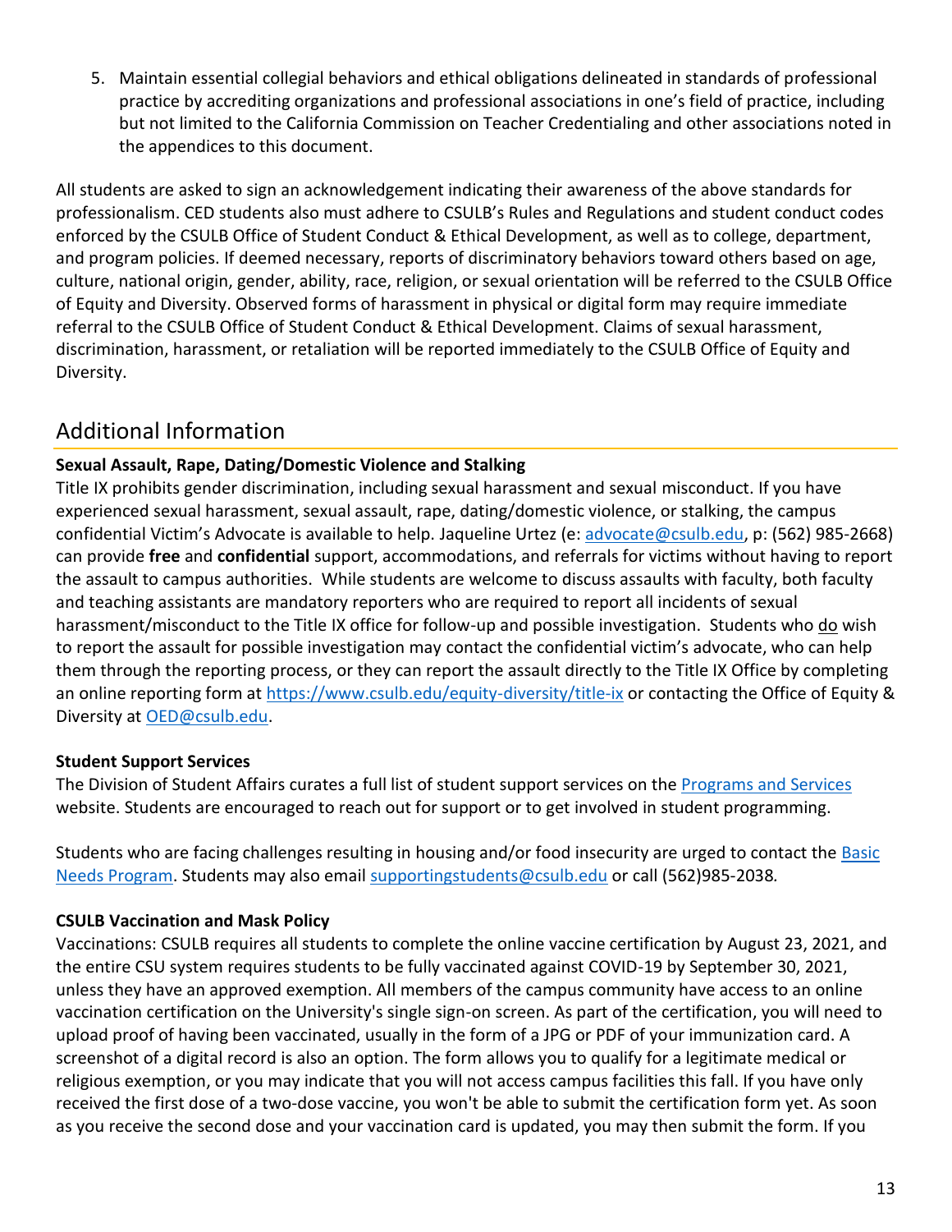5. Maintain essential collegial behaviors and ethical obligations delineated in standards of professional practice by accrediting organizations and professional associations in one's field of practice, including but not limited to the California Commission on Teacher Credentialing and other associations noted in the appendices to this document.

All students are asked to sign an acknowledgement indicating their awareness of the above standards for professionalism. CED students also must adhere to CSULB's Rules and Regulations and student conduct codes enforced by the CSULB Office of Student Conduct & Ethical Development, as well as to college, department, and program policies. If deemed necessary, reports of discriminatory behaviors toward others based on age, culture, national origin, gender, ability, race, religion, or sexual orientation will be referred to the CSULB Office of Equity and Diversity. Observed forms of harassment in physical or digital form may require immediate referral to the CSULB Office of Student Conduct & Ethical Development. Claims of sexual harassment, discrimination, harassment, or retaliation will be reported immediately to the CSULB Office of Equity and Diversity.

## Additional Information

**Sexual Assault, Rape, Dating/Domestic Violence and Stalking**

Title IX prohibits gender discrimination, including sexual harassment and sexual misconduct. If you have experienced sexual harassment, sexual assault, rape, dating/domestic violence, or stalking, the campus confidential Victim's Advocate is available to help. Jaqueline Urtez (e: [advocate@csulb.edu](mailto:advocate@csulb.edu), p: (562) 985-2668) can provide **free** and **confidential** support, accommodations, and referrals for victims without having to report the assault to campus authorities. While students are welcome to discuss assaults with faculty, both faculty and teaching assistants are mandatory reporters who are required to report all incidents of sexual harassment/misconduct to the Title IX office for follow-up and possible investigation. Students who do wish to report the assault for possible investigation may contact the confidential victim's advocate, who can help them through the reporting process, or they can report the assault directly to the Title IX Office by completing an online reporting form at [https://www.csulb.edu/equity-diversity/title-ix](https://www.csulb.edu/equity-diversity/title-ix) or contacting the Office of Equity & Diversity at [OED@csulb.edu](mailto:OED@csulb.edu).

**Student Support Services**

The Division of Student Affairs curates a full list of student support services on the Programs and Services website. Students are encouraged to reach out for support or to get involved in student programming.

Students who are facing challenges resulting in housing and/or food insecurity are urged to contact the Basic Needs Program. Students may also email [supportingstudents@csulb.edu](mailto:supportingstudents@csulb.edu) or call (562)985-2038.

**CSULB Vaccination and Mask Policy**

Vaccinations: CSULB requires all students to complete the online vaccine certification by August 23, 2021, and the entire CSU system requires students to be fully vaccinated against COVID-19 by September 30, 2021, unless they have an approved exemption. All members of the campus community have access to an online vaccination certification on the University's single sign-on screen. As part of the certification, you will need to upload proof of having been vaccinated, usually in the form of a JPG or PDF of your immunization card. A screenshot of a digital record is also an option. The form allows you to qualify for a legitimate medical or religious exemption, or you may indicate that you will not access campus facilities this fall. If you have only received the first dose of a two-dose vaccine, you won't be able to submit the certification form yet. As soon as you receive the second dose and your vaccination card is updated, you may then submit the form. If you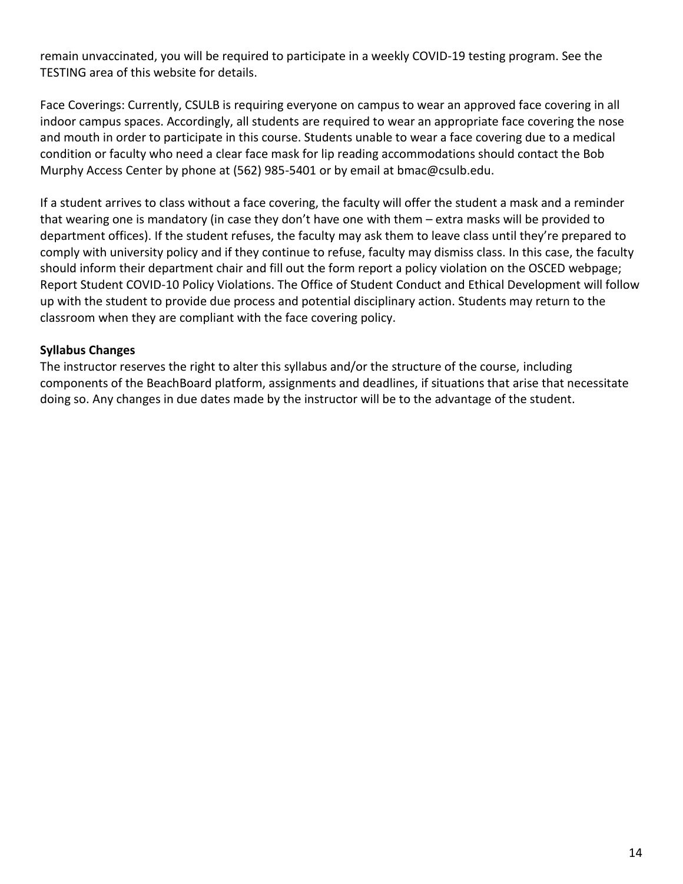remain unvaccinated, you will be required to participate in a weekly COVID-19 testing program. See the TESTING area of this website for details.

Face Coverings: Currently, CSULB is requiring everyone on campus to wear an approved face covering in all indoor campus spaces. Accordingly, all students are required to wear an appropriate face covering the nose and mouth in order to participate in this course. Students unable to wear a face covering due to a medical condition or faculty who need a clear face mask for lip reading accommodations should contact the Bob Murphy Access Center by phone at (562) 985-5401 or by email at bmac@csulb.edu.

If a student arrives to class without a face covering, the faculty will offer the student a mask and a reminder that wearing one is mandatory (in case they don't have one with them – extra masks will be provided to department offices). If the student refuses, the faculty may ask them to leave class until they're prepared to comply with university policy and if they continue to refuse, faculty may dismiss class. In this case, the faculty should inform their department chair and fill out the form report a policy violation on the OSCED webpage; Report Student COVID-10 Policy Violations. The Office of Student Conduct and Ethical Development will follow up with the student to provide due process and potential disciplinary action. Students may return to the classroom when they are compliant with the face covering policy.

**Syllabus Changes**

The instructor reserves the right to alter this syllabus and/or the structure of the course, including components of the BeachBoard platform, assignments and deadlines, if situations that arise that necessitate doing so. Any changes in due dates made by the instructor will be to the advantage of the student.